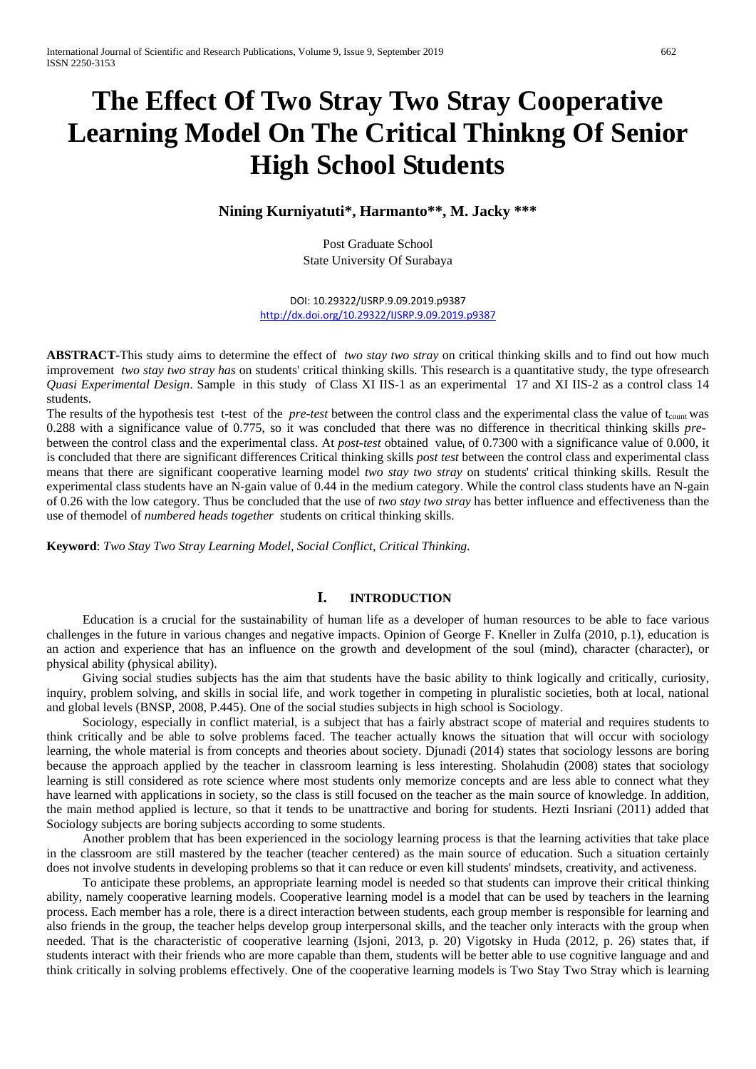# The Effect Of Two Stray Two Stray Cooperative Learning Model On The Critical Thinkng Of Senior High School Students

**Nining Kurniyatuti\*, Harmanto\*\*, M. Jacky \*\*\***

Post Graduate School
State University Of Surabaya

DOI: 10.29322/IJSRP.9.09.2019.p9387
http://dx.doi.org/10.29322/IJSRP.9.09.2019.p9387

**ABSTRACT**-This study aims to determine the effect of *two stay two stray* on critical thinking skills and to find out how much improvement *two stay two stray has* on students' critical thinking skills. This research is a quantitative study, the type ofresearch *Quasi Experimental Design*. Sample in this study of Class XI IIS-1 as an experimental 17 and XI IIS-2 as a control class 14 students.

The results of the hypothesis test t-test of the *pre-test* between the control class and the experimental class the value of $t_{count}$ was 0.288 with a significance value of 0.775, so it was concluded that there was no difference in thecritical thinking skills *pre-*between the control class and the experimental class. At *post-test* obtained value$_t$ of 0.7300 with a significance value of 0.000, it is concluded that there are significant differences Critical thinking skills *post test* between the control class and experimental class means that there are significant cooperative learning model *two stay two stray* on students' critical thinking skills. Result the experimental class students have an N-gain value of 0.44 in the medium category. While the control class students have an N-gain of 0.26 with the low category. Thus be concluded that the use of *two stay two stray* has better influence and effectiveness than the use of themodel of *numbered heads together* students on critical thinking skills.

**Keyword**: *Two Stay Two Stray Learning Model, Social Conflict, Critical Thinking.*

## I. INTRODUCTION

Education is a crucial for the sustainability of human life as a developer of human resources to be able to face various challenges in the future in various changes and negative impacts. Opinion of George F. Kneller in Zulfa (2010, p.1), education is an action and experience that has an influence on the growth and development of the soul (mind), character (character), or physical ability (physical ability).

Giving social studies subjects has the aim that students have the basic ability to think logically and critically, curiosity, inquiry, problem solving, and skills in social life, and work together in competing in pluralistic societies, both at local, national and global levels (BNSP, 2008, P.445). One of the social studies subjects in high school is Sociology.

Sociology, especially in conflict material, is a subject that has a fairly abstract scope of material and requires students to think critically and be able to solve problems faced. The teacher actually knows the situation that will occur with sociology learning, the whole material is from concepts and theories about society. Djunadi (2014) states that sociology lessons are boring because the approach applied by the teacher in classroom learning is less interesting. Sholahudin (2008) states that sociology learning is still considered as rote science where most students only memorize concepts and are less able to connect what they have learned with applications in society, so the class is still focused on the teacher as the main source of knowledge. In addition, the main method applied is lecture, so that it tends to be unattractive and boring for students. Hezti Insriani (2011) added that Sociology subjects are boring subjects according to some students.

Another problem that has been experienced in the sociology learning process is that the learning activities that take place in the classroom are still mastered by the teacher (teacher centered) as the main source of education. Such a situation certainly does not involve students in developing problems so that it can reduce or even kill students' mindsets, creativity, and activeness.

To anticipate these problems, an appropriate learning model is needed so that students can improve their critical thinking ability, namely cooperative learning models. Cooperative learning model is a model that can be used by teachers in the learning process. Each member has a role, there is a direct interaction between students, each group member is responsible for learning and also friends in the group, the teacher helps develop group interpersonal skills, and the teacher only interacts with the group when needed. That is the characteristic of cooperative learning (Isjoni, 2013, p. 20) Vigotsky in Huda (2012, p. 26) states that, if students interact with their friends who are more capable than them, students will be better able to use cognitive language and and think critically in solving problems effectively. One of the cooperative learning models is Two Stay Two Stray which is learning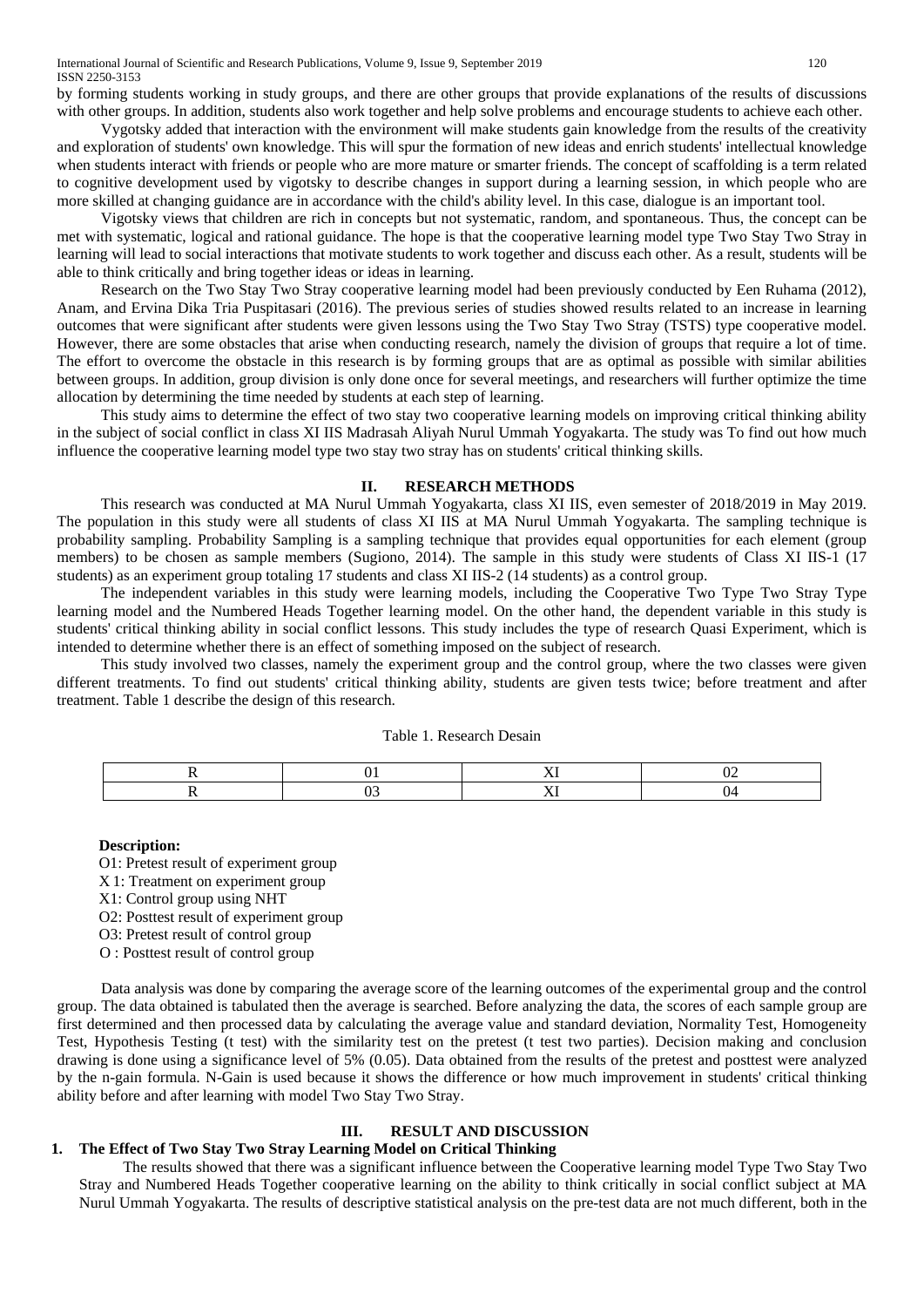by forming students working in study groups, and there are other groups that provide explanations of the results of discussions with other groups. In addition, students also work together and help solve problems and encourage students to achieve each other.

Vygotsky added that interaction with the environment will make students gain knowledge from the results of the creativity and exploration of students' own knowledge. This will spur the formation of new ideas and enrich students' intellectual knowledge when students interact with friends or people who are more mature or smarter friends. The concept of scaffolding is a term related to cognitive development used by vigotsky to describe changes in support during a learning session, in which people who are more skilled at changing guidance are in accordance with the child's ability level. In this case, dialogue is an important tool.

Vigotsky views that children are rich in concepts but not systematic, random, and spontaneous. Thus, the concept can be met with systematic, logical and rational guidance. The hope is that the cooperative learning model type Two Stay Two Stray in learning will lead to social interactions that motivate students to work together and discuss each other. As a result, students will be able to think critically and bring together ideas or ideas in learning.

Research on the Two Stay Two Stray cooperative learning model had been previously conducted by Een Ruhama (2012), Anam, and Ervina Dika Tria Puspitasari (2016). The previous series of studies showed results related to an increase in learning outcomes that were significant after students were given lessons using the Two Stay Two Stray (TSTS) type cooperative model. However, there are some obstacles that arise when conducting research, namely the division of groups that require a lot of time. The effort to overcome the obstacle in this research is by forming groups that are as optimal as possible with similar abilities between groups. In addition, group division is only done once for several meetings, and researchers will further optimize the time allocation by determining the time needed by students at each step of learning.

This study aims to determine the effect of two stay two cooperative learning models on improving critical thinking ability in the subject of social conflict in class XI IIS Madrasah Aliyah Nurul Ummah Yogyakarta. The study was To find out how much influence the cooperative learning model type two stay two stray has on students' critical thinking skills.

## II. RESEARCH METHODS

This research was conducted at MA Nurul Ummah Yogyakarta, class XI IIS, even semester of 2018/2019 in May 2019. The population in this study were all students of class XI IIS at MA Nurul Ummah Yogyakarta. The sampling technique is probability sampling. Probability Sampling is a sampling technique that provides equal opportunities for each element (group members) to be chosen as sample members (Sugiono, 2014). The sample in this study were students of Class XI IIS-1 (17 students) as an experiment group totaling 17 students and class XI IIS-2 (14 students) as a control group.

The independent variables in this study were learning models, including the Cooperative Two Type Two Stay Type learning model and the Numbered Heads Together learning model. On the other hand, the dependent variable in this study is students' critical thinking ability in social conflict lessons. This study includes the type of research Quasi Experiment, which is intended to determine whether there is an effect of something imposed on the subject of research.

This study involved two classes, namely the experiment group and the control group, where the two classes were given different treatments. To find out students' critical thinking ability, students are given tests twice; before treatment and after treatment. Table 1 describe the design of this research.

Table 1. Research Desain

| R | 01 | XI | 02 |
|---|---|---|---|
| R | 03 | XI | 04 |

**Description:**

O1: Pretest result of experiment group
X 1: Treatment on experiment group
X1: Control group using NHT
O2: Posttest result of experiment group
O3: Pretest result of control group
O : Posttest result of control group

Data analysis was done by comparing the average score of the learning outcomes of the experimental group and the control group. The data obtained is tabulated then the average is searched. Before analyzing the data, the scores of each sample group are first determined and then processed data by calculating the average value and standard deviation, Normality Test, Homogeneity Test, Hypothesis Testing (t test) with the similarity test on the pretest (t test two parties). Decision making and conclusion drawing is done using a significance level of 5% (0.05). Data obtained from the results of the pretest and posttest were analyzed by the n-gain formula. N-Gain is used because it shows the difference or how much improvement in students' critical thinking ability before and after learning with model Two Stay Two Stray.

## III. RESULT AND DISCUSSION

### 1. The Effect of Two Stay Two Stray Learning Model on Critical Thinking

The results showed that there was a significant influence between the Cooperative learning model Type Two Stay Two Stray and Numbered Heads Together cooperative learning on the ability to think critically in social conflict subject at MA Nurul Ummah Yogyakarta. The results of descriptive statistical analysis on the pre-test data are not much different, both in the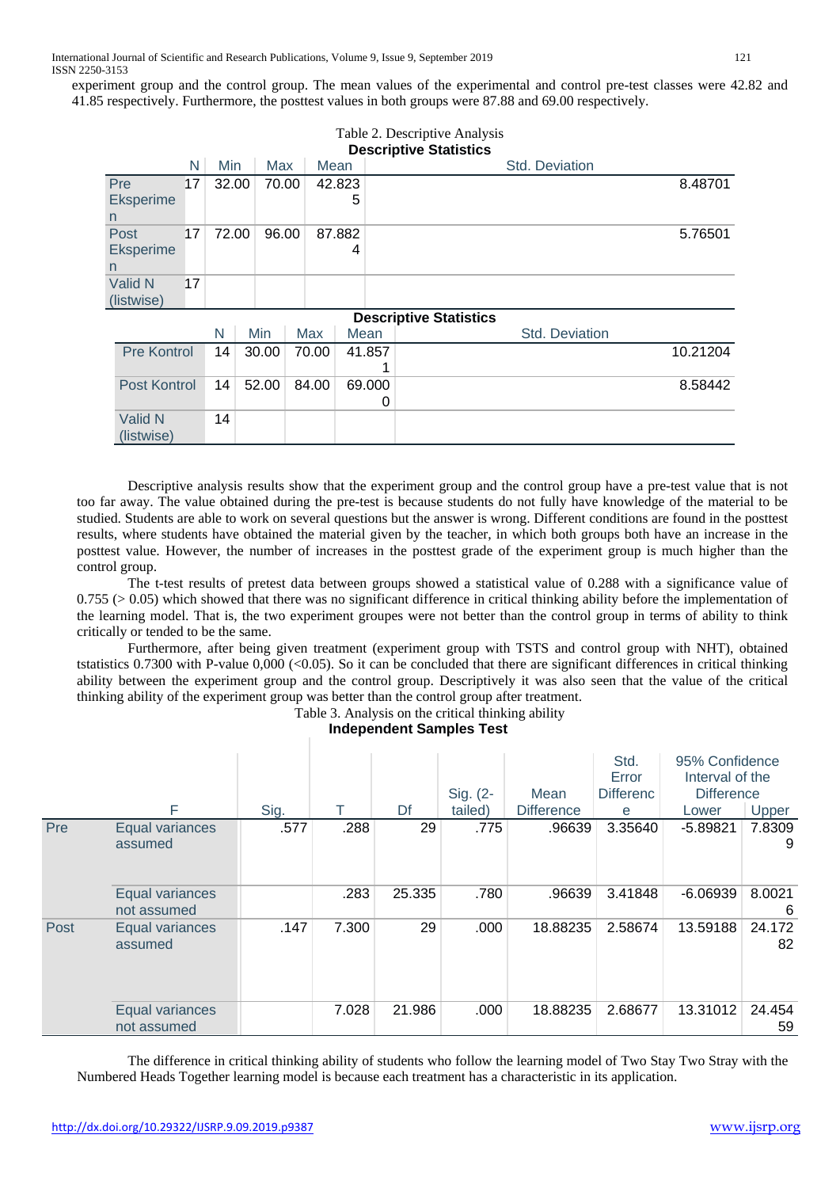experiment group and the control group. The mean values of the experimental and control pre-test classes were 42.82 and 41.85 respectively. Furthermore, the posttest values in both groups were 87.88 and 69.00 respectively.

Table 2. Descriptive Analysis

**Descriptive Statistics**

| | N | Min | Max | Mean | Std. Deviation |
|---|---|---|---|---|---|
| Pre Eksperimen | 17 | 32.00 | 70.00 | 42.8235 | 8.48701 |
| Post Eksperimen | 17 | 72.00 | 96.00 | 87.8824 | 5.76501 |
| Valid N (listwise) | 17 | | | | |

**Descriptive Statistics**

| | N | Min | Max | Mean | Std. Deviation |
|---|---|---|---|---|---|
| Pre Kontrol | 14 | 30.00 | 70.00 | 41.8571 | 10.21204 |
| Post Kontrol | 14 | 52.00 | 84.00 | 69.0000 | 8.58442 |
| Valid N (listwise) | 14 | | | | |

Descriptive analysis results show that the experiment group and the control group have a pre-test value that is not too far away. The value obtained during the pre-test is because students do not fully have knowledge of the material to be studied. Students are able to work on several questions but the answer is wrong. Different conditions are found in the posttest results, where students have obtained the material given by the teacher, in which both groups both have an increase in the posttest value. However, the number of increases in the posttest grade of the experiment group is much higher than the control group.

The t-test results of pretest data between groups showed a statistical value of 0.288 with a significance value of 0.755 (> 0.05) which showed that there was no significant difference in critical thinking ability before the implementation of the learning model. That is, the two experiment groupes were not better than the control group in terms of ability to think critically or tended to be the same.

Furthermore, after being given treatment (experiment group with TSTS and control group with NHT), obtained tstatistics 0.7300 with P-value 0,000 (<0.05). So it can be concluded that there are significant differences in critical thinking ability between the experiment group and the control group. Descriptively it was also seen that the value of the critical thinking ability of the experiment group was better than the control group after treatment.

Table 3. Analysis on the critical thinking ability

**Independent Samples Test**

| | | F | Sig. | T | Df | Sig. (2-tailed) | Mean Difference | Std. Error Difference | 95% Confidence Interval of the Difference | |
|---|---|---|---|---|---|---|---|---|---|---|
| | | | | | | | | | Lower | Upper |
| Pre | Equal variances assumed | .577 | .288 | 29 | .775 | .96639 | 3.35640 | -5.89821 | 7.83099 | |
| | Equal variances not assumed | | .283 | 25.335 | .780 | .96639 | 3.41848 | -6.06939 | 8.00216 | |
| Post | Equal variances assumed | .147 | 7.300 | 29 | .000 | 18.88235 | 2.58674 | 13.59188 | 24.17282 | |
| | Equal variances not assumed | | 7.028 | 21.986 | .000 | 18.88235 | 2.68677 | 13.31012 | 24.45459 | |

The difference in critical thinking ability of students who follow the learning model of Two Stay Two Stray with the Numbered Heads Together learning model is because each treatment has a characteristic in its application.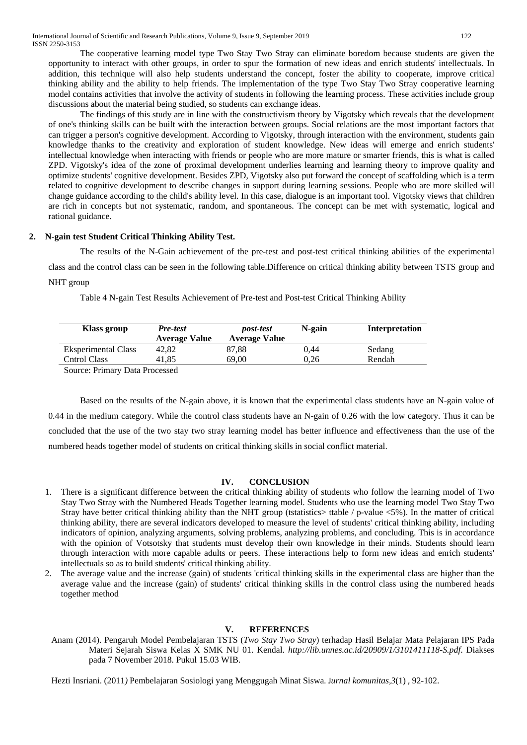The cooperative learning model type Two Stay Two Stray can eliminate boredom because students are given the opportunity to interact with other groups, in order to spur the formation of new ideas and enrich students' intellectuals. In addition, this technique will also help students understand the concept, foster the ability to cooperate, improve critical thinking ability and the ability to help friends. The implementation of the type Two Stay Two Stray cooperative learning model contains activities that involve the activity of students in following the learning process. These activities include group discussions about the material being studied, so students can exchange ideas.

The findings of this study are in line with the constructivism theory by Vigotsky which reveals that the development of one's thinking skills can be built with the interaction between groups. Social relations are the most important factors that can trigger a person's cognitive development. According to Vigotsky, through interaction with the environment, students gain knowledge thanks to the creativity and exploration of student knowledge. New ideas will emerge and enrich students' intellectual knowledge when interacting with friends or people who are more mature or smarter friends, this is what is called ZPD. Vigotsky's idea of the zone of proximal development underlies learning and learning theory to improve quality and optimize students' cognitive development. Besides ZPD, Vigotsky also put forward the concept of scaffolding which is a term related to cognitive development to describe changes in support during learning sessions. People who are more skilled will change guidance according to the child's ability level. In this case, dialogue is an important tool. Vigotsky views that children are rich in concepts but not systematic, random, and spontaneous. The concept can be met with systematic, logical and rational guidance.

**2. N-gain test Student Critical Thinking Ability Test.**

The results of the N-Gain achievement of the pre-test and post-test critical thinking abilities of the experimental class and the control class can be seen in the following table.Difference on critical thinking ability between TSTS group and NHT group

Table 4 N-gain Test Results Achievement of Pre-test and Post-test Critical Thinking Ability

| Klass group | *Pre-test* Average Value | *post-test* Average Value | N-gain | Interpretation |
|---|---|---|---|---|
| Eksperimental Class | 42,82 | 87,88 | 0,44 | Sedang |
| Cntrol Class | 41,85 | 69,00 | 0,26 | Rendah |

Source: Primary Data Processed

Based on the results of the N-gain above, it is known that the experimental class students have an N-gain value of 0.44 in the medium category. While the control class students have an N-gain of 0.26 with the low category. Thus it can be concluded that the use of the two stay two stray learning model has better influence and effectiveness than the use of the numbered heads together model of students on critical thinking skills in social conflict material.

## IV. CONCLUSION

1. There is a significant difference between the critical thinking ability of students who follow the learning model of Two Stay Two Stray with the Numbered Heads Together learning model. Students who use the learning model Two Stay Two Stray have better critical thinking ability than the NHT group (tstatistics> ttable / p-value <5%). In the matter of critical thinking ability, there are several indicators developed to measure the level of students' critical thinking ability, including indicators of opinion, analyzing arguments, solving problems, analyzing problems, and concluding. This is in accordance with the opinion of Votsotsky that students must develop their own knowledge in their minds. Students should learn through interaction with more capable adults or peers. These interactions help to form new ideas and enrich students' intellectuals so as to build students' critical thinking ability.
2. The average value and the increase (gain) of students 'critical thinking skills in the experimental class are higher than the average value and the increase (gain) of students' critical thinking skills in the control class using the numbered heads together method

## V. REFERENCES

Anam (2014). Pengaruh Model Pembelajaran TSTS (*Two Stay Two Stray*) terhadap Hasil Belajar Mata Pelajaran IPS Pada Materi Sejarah Siswa Kelas X SMK NU 01. Kendal. *http://lib.unnes.ac.id/20909/1/3101411118-S.pdf.* Diakses pada 7 November 2018. Pukul 15.03 WIB.

Hezti Insriani. (2011*)* Pembelajaran Sosiologi yang Menggugah Minat Siswa. J*urnal komunitas*,*3*(1) , 92-102.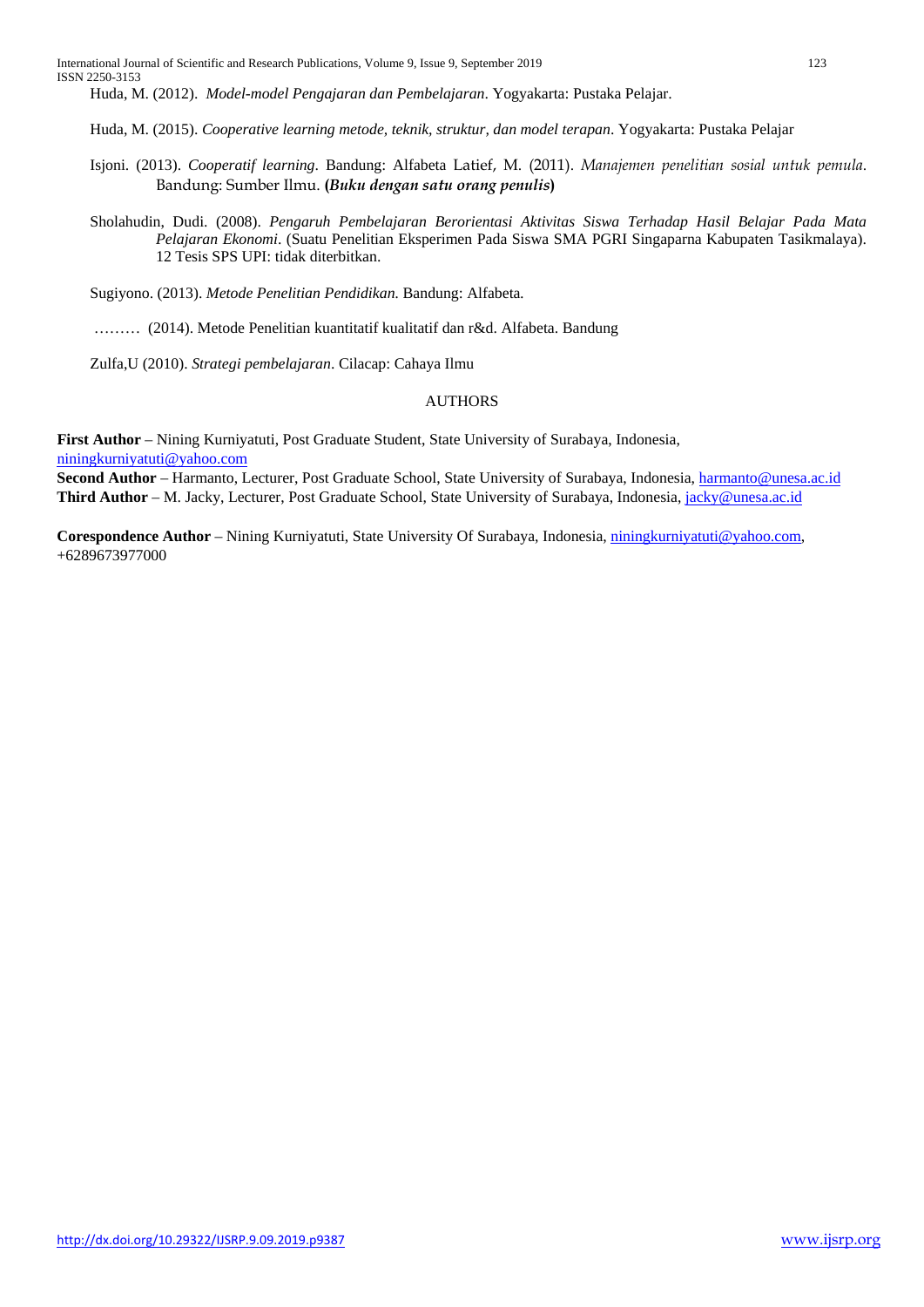Huda, M. (2012). *Model-model Pengajaran dan Pembelajaran*. Yogyakarta: Pustaka Pelajar.

Huda, M. (2015). *Cooperative learning metode, teknik, struktur, dan model terapan*. Yogyakarta: Pustaka Pelajar

Isjoni. (2013). *Cooperatif learning*. Bandung: Alfabeta Latief, M. (2011). *Manajemen penelitian sosial untuk pemula*. Bandung: Sumber Ilmu. **(*Buku dengan satu orang penulis*)**

Sholahudin, Dudi. (2008). *Pengaruh Pembelajaran Berorientasi Aktivitas Siswa Terhadap Hasil Belajar Pada Mata Pelajaran Ekonomi*. (Suatu Penelitian Eksperimen Pada Siswa SMA PGRI Singaparna Kabupaten Tasikmalaya). 12 Tesis SPS UPI: tidak diterbitkan.

Sugiyono. (2013). *Metode Penelitian Pendidikan.* Bandung: Alfabeta.

……… (2014). Metode Penelitian kuantitatif kualitatif dan r&d. Alfabeta. Bandung

Zulfa,U (2010). *Strategi pembelajaran*. Cilacap: Cahaya Ilmu

## AUTHORS

**First Author** – Nining Kurniyatuti, Post Graduate Student, State University of Surabaya, Indonesia, niningkurniyatuti@yahoo.com

**Second Author** – Harmanto, Lecturer, Post Graduate School, State University of Surabaya, Indonesia, harmanto@unesa.ac.id

**Third Author** – M. Jacky, Lecturer, Post Graduate School, State University of Surabaya, Indonesia, jacky@unesa.ac.id

**Corespondence Author** – Nining Kurniyatuti, State University Of Surabaya, Indonesia, niningkurniyatuti@yahoo.com, +6289673977000